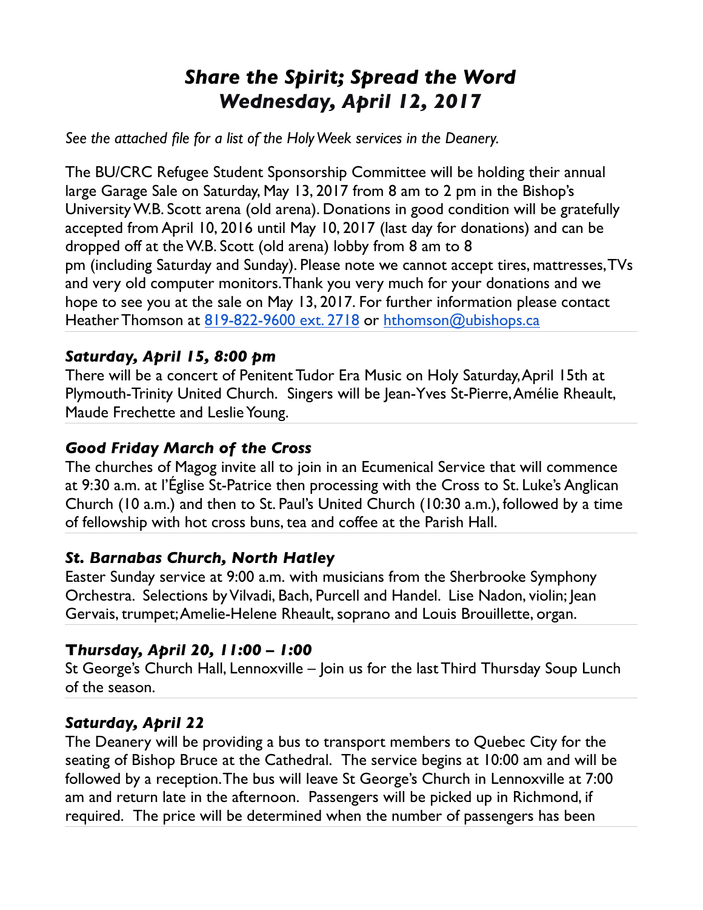# *Share the Spirit; Spread the Word*
# *Wednesday, April 12, 2017*

*See the attached file for a list of the Holy Week services in the Deanery.*

The BU/CRC Refugee Student Sponsorship Committee will be holding their annual large Garage Sale on Saturday, May 13, 2017 from 8 am to 2 pm in the Bishop's University W.B. Scott arena (old arena). Donations in good condition will be gratefully accepted from April 10, 2016 until May 10, 2017 (last day for donations) and can be dropped off at the W.B. Scott (old arena) lobby from 8 am to 8 pm (including Saturday and Sunday). Please note we cannot accept tires, mattresses, TVs and very old computer monitors. Thank you very much for your donations and we hope to see you at the sale on May 13, 2017. For further information please contact Heather Thomson at [819-822-9600 ext. 2718](tel:819-822-9600) or [hthomson@ubishops.ca](mailto:hthomson@ubishops.ca)

---

### *Saturday, April 15, 8:00 pm*

There will be a concert of Penitent Tudor Era Music on Holy Saturday, April 15th at Plymouth-Trinity United Church. Singers will be Jean-Yves St-Pierre, Amélie Rheault, Maude Frechette and Leslie Young.

---

### *Good Friday March of the Cross*

The churches of Magog invite all to join in an Ecumenical Service that will commence at 9:30 a.m. at l'Église St-Patrice then processing with the Cross to St. Luke's Anglican Church (10 a.m.) and then to St. Paul's United Church (10:30 a.m.), followed by a time of fellowship with hot cross buns, tea and coffee at the Parish Hall.

---

### *St. Barnabas Church, North Hatley*

Easter Sunday service at 9:00 a.m. with musicians from the Sherbrooke Symphony Orchestra. Selections by Vilvadi, Bach, Purcell and Handel. Lise Nadon, violin; Jean Gervais, trumpet; Amelie-Helene Rheault, soprano and Louis Brouillette, organ.

---

### *Thursday, April 20, 11:00 – 1:00*

St George's Church Hall, Lennoxville – Join us for the last Third Thursday Soup Lunch of the season.

---

### *Saturday, April 22*

The Deanery will be providing a bus to transport members to Quebec City for the seating of Bishop Bruce at the Cathedral. The service begins at 10:00 am and will be followed by a reception. The bus will leave St George's Church in Lennoxville at 7:00 am and return late in the afternoon. Passengers will be picked up in Richmond, if required. The price will be determined when the number of passengers has been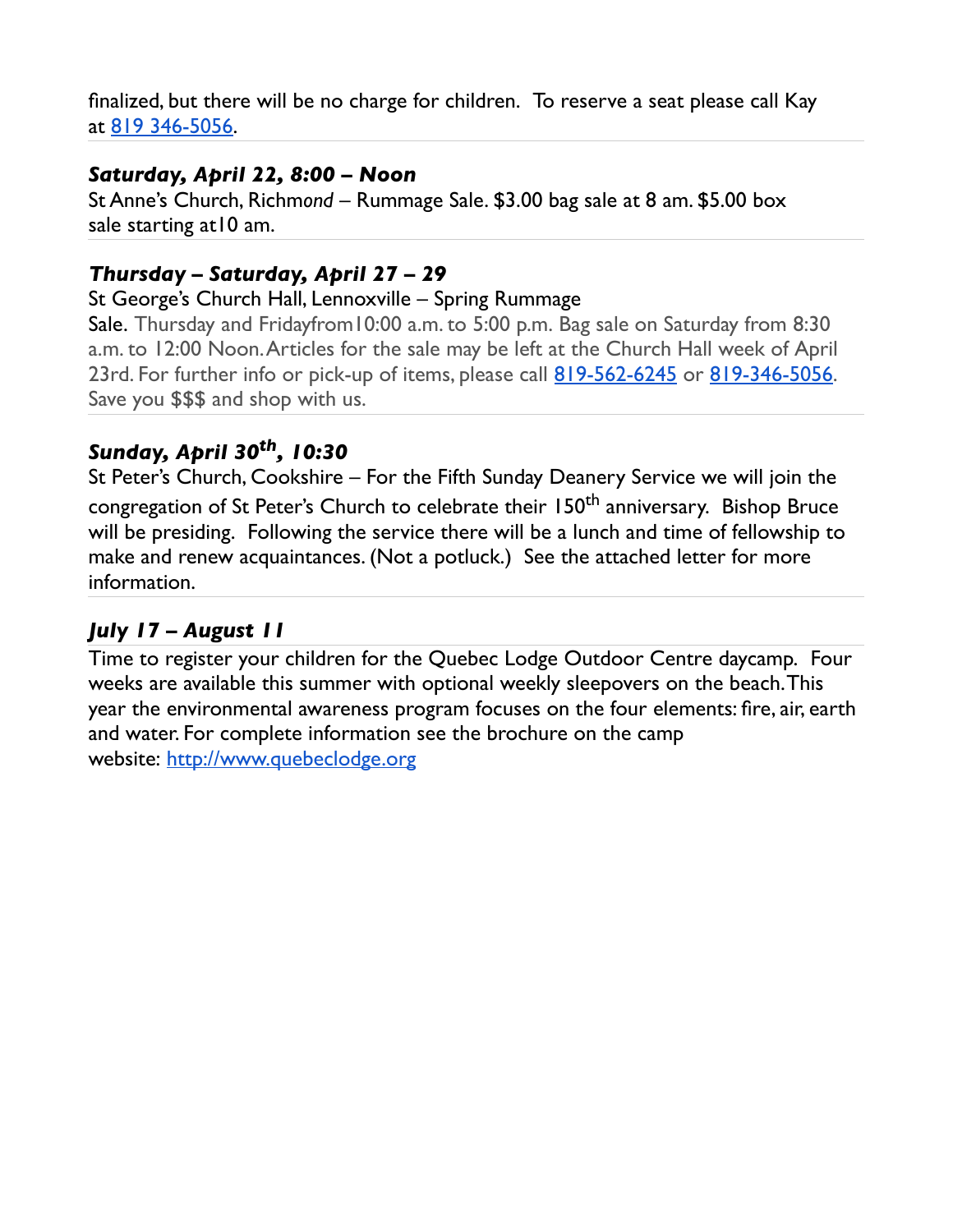finalized, but there will be no charge for children.  To reserve a seat please call Kay at [819 346-5056](tel:819%20346-5056).

---

### ***Saturday, April 22, 8:00 – Noon***

St Anne's Church, Richm*ond* – Rummage Sale. $3.00 bag sale at 8 am. $5.00 box sale starting at10 am.

---

### ***Thursday – Saturday, April 27 – 29***

St George's Church Hall, Lennoxville – Spring Rummage Sale. Thursday and Fridayfrom10:00 a.m. to 5:00 p.m. Bag sale on Saturday from 8:30 a.m. to 12:00 Noon. Articles for the sale may be left at the Church Hall week of April 23rd. For further info or pick-up of items, please call [819-562-6245](tel:819-562-6245) or [819-346-5056](tel:819-346-5056). Save you $$$ and shop with us.

---

### ***Sunday, April 30th, 10:30***

St Peter's Church, Cookshire – For the Fifth Sunday Deanery Service we will join the congregation of St Peter's Church to celebrate their 150th anniversary.  Bishop Bruce will be presiding.  Following the service there will be a lunch and time of fellowship to make and renew acquaintances. (Not a potluck.)  See the attached letter for more information.

---

### ***July 17 – August 11***

Time to register your children for the Quebec Lodge Outdoor Centre daycamp.  Four weeks are available this summer with optional weekly sleepovers on the beach. This year the environmental awareness program focuses on the four elements: fire, air, earth and water. For complete information see the brochure on the camp website: [http://www.quebeclodge.org](http://www.quebeclodge.org)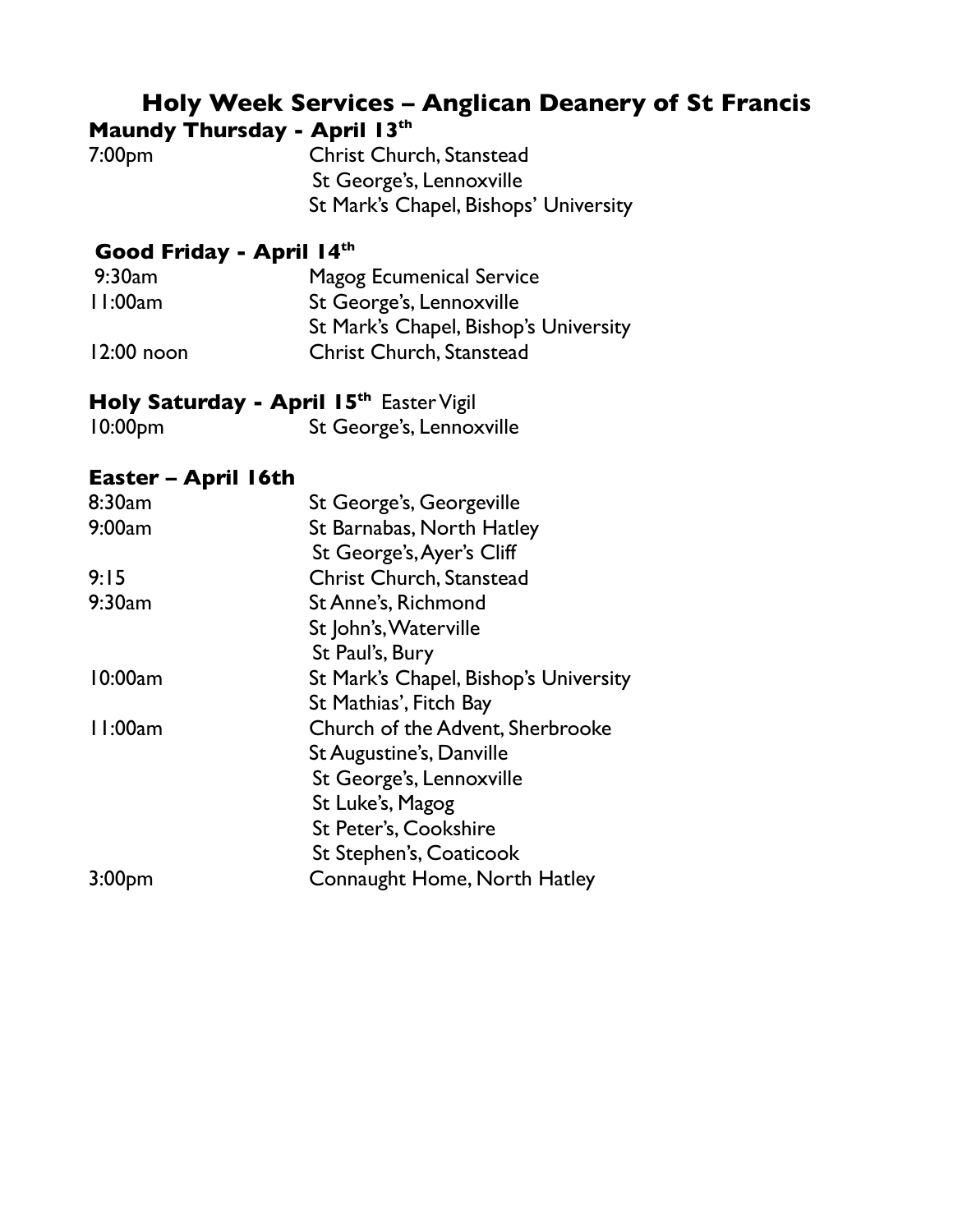# Holy Week Services – Anglican Deanery of St Francis

## Maundy Thursday - April 13th

| | |
|---|---|
| 7:00pm | Christ Church, Stanstead |
| | St George's, Lennoxville |
| | St Mark's Chapel, Bishops' University |

## Good Friday - April 14th

| | |
|---|---|
| 9:30am | Magog Ecumenical Service |
| 11:00am | St George's, Lennoxville |
| | St Mark's Chapel, Bishop's University |
| 12:00 noon | Christ Church, Stanstead |

## Holy Saturday - April 15th Easter Vigil

| | |
|---|---|
| 10:00pm | St George's, Lennoxville |

## Easter – April 16th

| | |
|---|---|
| 8:30am | St George's, Georgeville |
| 9:00am | St Barnabas, North Hatley |
| | St George's, Ayer's Cliff |
| 9:15 | Christ Church, Stanstead |
| 9:30am | St Anne's, Richmond |
| | St John's, Waterville |
| | St Paul's, Bury |
| 10:00am | St Mark's Chapel, Bishop's University |
| | St Mathias', Fitch Bay |
| 11:00am | Church of the Advent, Sherbrooke |
| | St Augustine's, Danville |
| | St George's, Lennoxville |
| | St Luke's, Magog |
| | St Peter's, Cookshire |
| | St Stephen's, Coaticook |
| 3:00pm | Connaught Home, North Hatley |